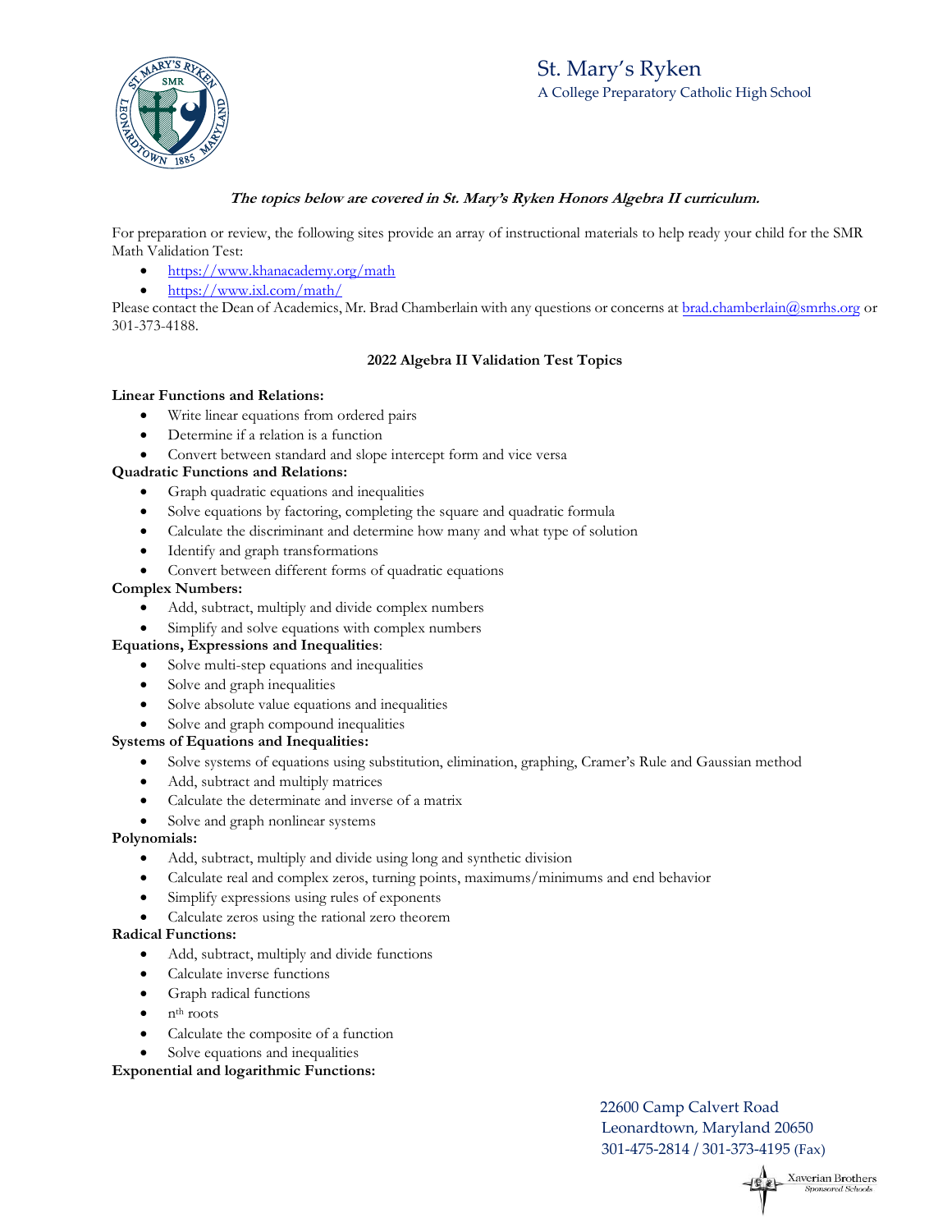St. Mary's Ryken
A College Preparatory Catholic High School

***The topics below are covered in St. Mary's Ryken Honors Algebra II curriculum.***

For preparation or review, the following sites provide an array of instructional materials to help ready your child for the SMR Math Validation Test:

- https://www.khanacademy.org/math
- https://www.ixl.com/math/

Please contact the Dean of Academics, Mr. Brad Chamberlain with any questions or concerns at brad.chamberlain@smrhs.org or 301-373-4188.

## 2022 Algebra II Validation Test Topics

**Linear Functions and Relations:**

- Write linear equations from ordered pairs
- Determine if a relation is a function
- Convert between standard and slope intercept form and vice versa

**Quadratic Functions and Relations:**

- Graph quadratic equations and inequalities
- Solve equations by factoring, completing the square and quadratic formula
- Calculate the discriminant and determine how many and what type of solution
- Identify and graph transformations
- Convert between different forms of quadratic equations

**Complex Numbers:**

- Add, subtract, multiply and divide complex numbers
- Simplify and solve equations with complex numbers

**Equations, Expressions and Inequalities**:

- Solve multi-step equations and inequalities
- Solve and graph inequalities
- Solve absolute value equations and inequalities
- Solve and graph compound inequalities

**Systems of Equations and Inequalities:**

- Solve systems of equations using substitution, elimination, graphing, Cramer's Rule and Gaussian method
- Add, subtract and multiply matrices
- Calculate the determinate and inverse of a matrix
- Solve and graph nonlinear systems

**Polynomials:**

- Add, subtract, multiply and divide using long and synthetic division
- Calculate real and complex zeros, turning points, maximums/minimums and end behavior
- Simplify expressions using rules of exponents
- Calculate zeros using the rational zero theorem

**Radical Functions:**

- Add, subtract, multiply and divide functions
- Calculate inverse functions
- Graph radical functions
- $n^{th}$ roots
- Calculate the composite of a function
- Solve equations and inequalities

**Exponential and logarithmic Functions:**

22600 Camp Calvert Road
Leonardtown, Maryland 20650
301-475-2814 / 301-373-4195 (Fax)

Xaverian Brothers Sponsored Schools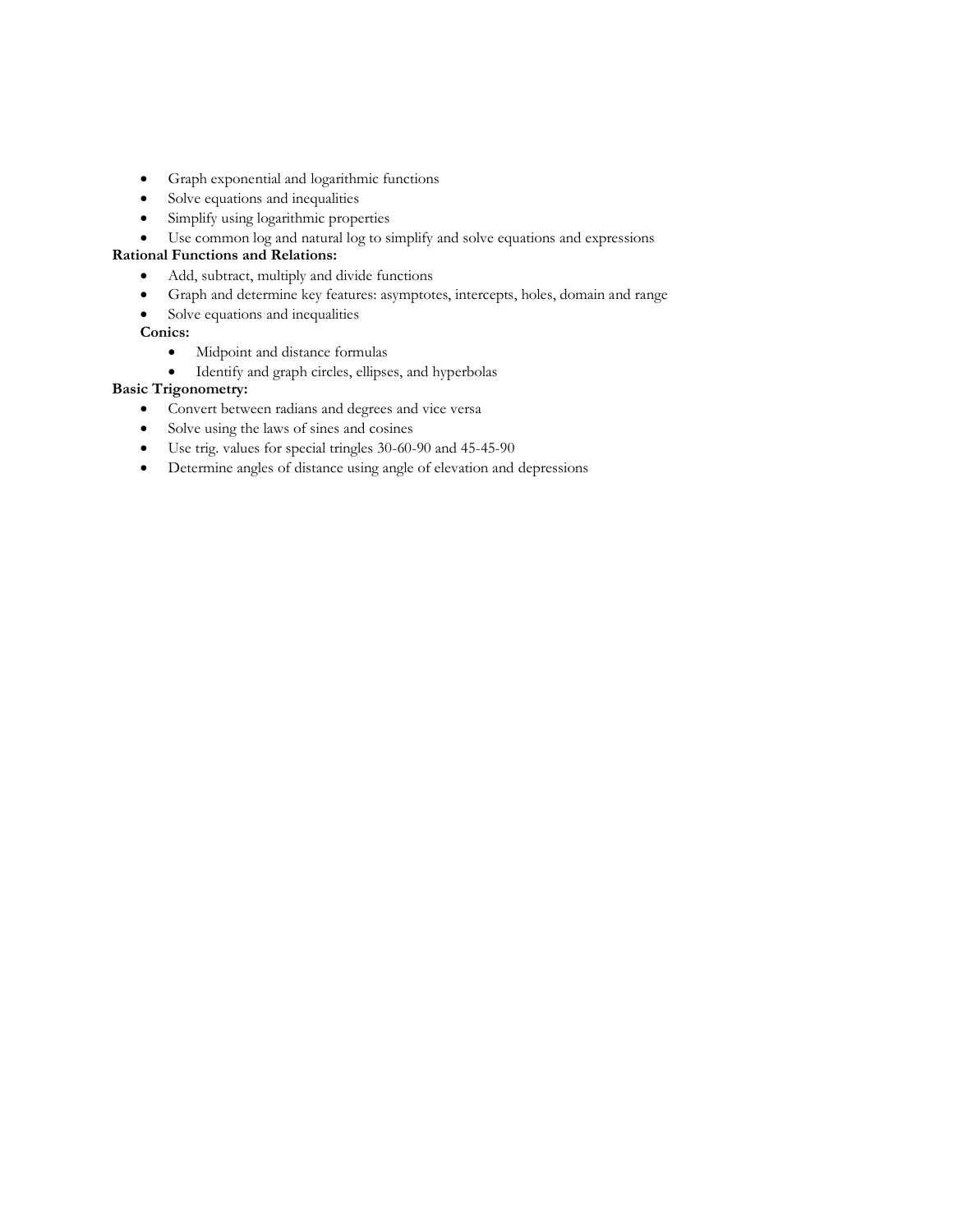- Graph exponential and logarithmic functions
- Solve equations and inequalities
- Simplify using logarithmic properties
- Use common log and natural log to simplify and solve equations and expressions

**Rational Functions and Relations:**

- Add, subtract, multiply and divide functions
- Graph and determine key features: asymptotes, intercepts, holes, domain and range
- Solve equations and inequalities

**Conics:**

- Midpoint and distance formulas
- Identify and graph circles, ellipses, and hyperbolas

**Basic Trigonometry:**

- Convert between radians and degrees and vice versa
- Solve using the laws of sines and cosines
- Use trig. values for special tringles 30-60-90 and 45-45-90
- Determine angles of distance using angle of elevation and depressions